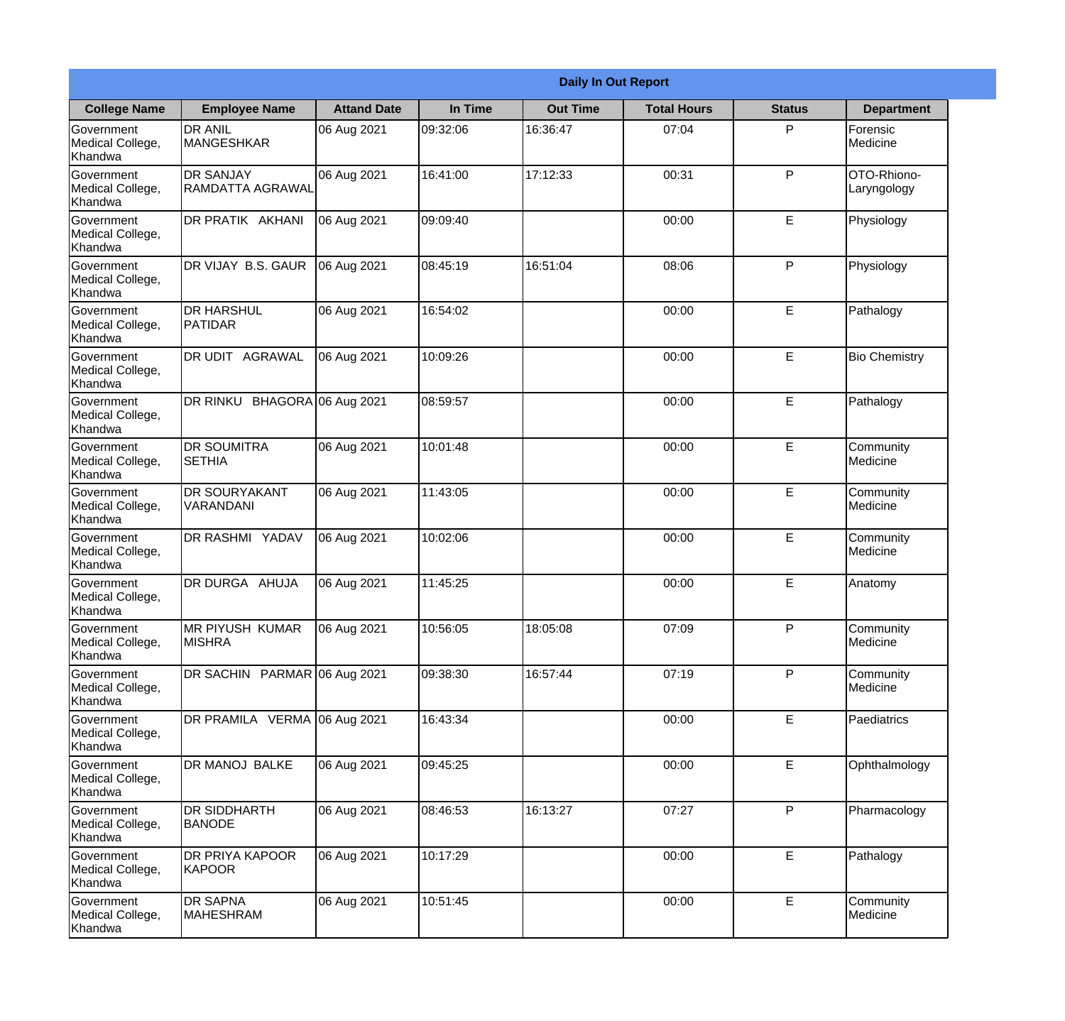| Daily In Out Report | | | | | | | |
|---|---|---|---|---|---|---|---|
| **College Name** | **Employee Name** | **Attand Date** | **In Time** | **Out Time** | **Total Hours** | **Status** | **Department** |
| Government Medical College, Khandwa | DR ANIL MANGESHKAR | 06 Aug 2021 | 09:32:06 | 16:36:47 | 07:04 | P | Forensic Medicine |
| Government Medical College, Khandwa | DR SANJAY RAMDATTA AGRAWAL | 06 Aug 2021 | 16:41:00 | 17:12:33 | 00:31 | P | OTO-Rhiono-Laryngology |
| Government Medical College, Khandwa | DR PRATIK AKHANI | 06 Aug 2021 | 09:09:40 | | 00:00 | E | Physiology |
| Government Medical College, Khandwa | DR VIJAY B.S. GAUR | 06 Aug 2021 | 08:45:19 | 16:51:04 | 08:06 | P | Physiology |
| Government Medical College, Khandwa | DR HARSHUL PATIDAR | 06 Aug 2021 | 16:54:02 | | 00:00 | E | Pathalogy |
| Government Medical College, Khandwa | DR UDIT AGRAWAL | 06 Aug 2021 | 10:09:26 | | 00:00 | E | Bio Chemistry |
| Government Medical College, Khandwa | DR RINKU BHAGORA | 06 Aug 2021 | 08:59:57 | | 00:00 | E | Pathalogy |
| Government Medical College, Khandwa | DR SOUMITRA SETHIA | 06 Aug 2021 | 10:01:48 | | 00:00 | E | Community Medicine |
| Government Medical College, Khandwa | DR SOURYAKANT VARANDANI | 06 Aug 2021 | 11:43:05 | | 00:00 | E | Community Medicine |
| Government Medical College, Khandwa | DR RASHMI YADAV | 06 Aug 2021 | 10:02:06 | | 00:00 | E | Community Medicine |
| Government Medical College, Khandwa | DR DURGA AHUJA | 06 Aug 2021 | 11:45:25 | | 00:00 | E | Anatomy |
| Government Medical College, Khandwa | MR PIYUSH KUMAR MISHRA | 06 Aug 2021 | 10:56:05 | 18:05:08 | 07:09 | P | Community Medicine |
| Government Medical College, Khandwa | DR SACHIN PARMAR | 06 Aug 2021 | 09:38:30 | 16:57:44 | 07:19 | P | Community Medicine |
| Government Medical College, Khandwa | DR PRAMILA VERMA | 06 Aug 2021 | 16:43:34 | | 00:00 | E | Paediatrics |
| Government Medical College, Khandwa | DR MANOJ BALKE | 06 Aug 2021 | 09:45:25 | | 00:00 | E | Ophthalmology |
| Government Medical College, Khandwa | DR SIDDHARTH BANODE | 06 Aug 2021 | 08:46:53 | 16:13:27 | 07:27 | P | Pharmacology |
| Government Medical College, Khandwa | DR PRIYA KAPOOR KAPOOR | 06 Aug 2021 | 10:17:29 | | 00:00 | E | Pathalogy |
| Government Medical College, Khandwa | DR SAPNA MAHESHRAM | 06 Aug 2021 | 10:51:45 | | 00:00 | E | Community Medicine |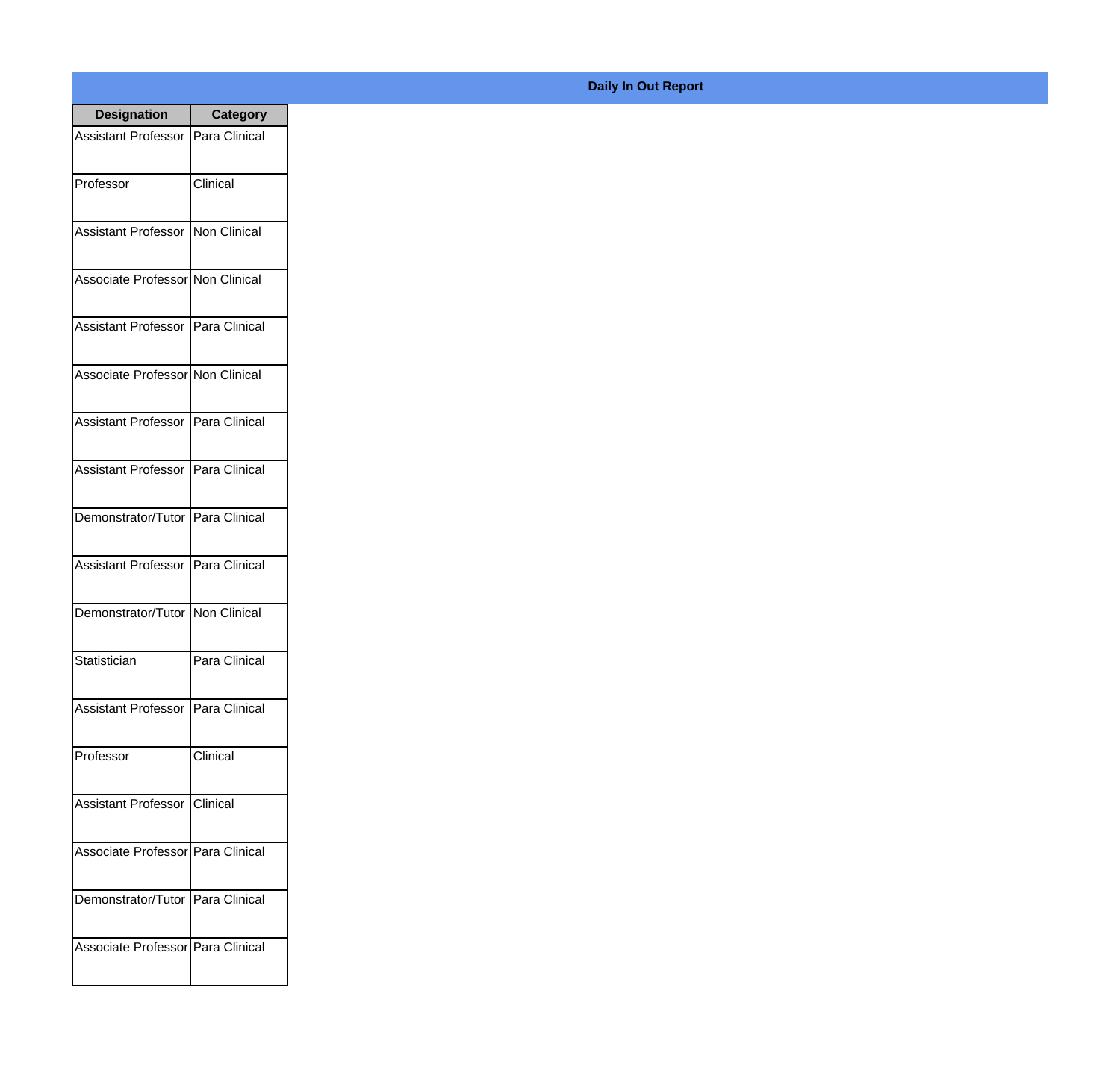**Daily In Out Report**

| Designation | Category |
|---|---|
| Assistant Professor | Para Clinical |
| Professor | Clinical |
| Assistant Professor | Non Clinical |
| Associate Professor | Non Clinical |
| Assistant Professor | Para Clinical |
| Associate Professor | Non Clinical |
| Assistant Professor | Para Clinical |
| Assistant Professor | Para Clinical |
| Demonstrator/Tutor | Para Clinical |
| Assistant Professor | Para Clinical |
| Demonstrator/Tutor | Non Clinical |
| Statistician | Para Clinical |
| Assistant Professor | Para Clinical |
| Professor | Clinical |
| Assistant Professor | Clinical |
| Associate Professor | Para Clinical |
| Demonstrator/Tutor | Para Clinical |
| Associate Professor | Para Clinical |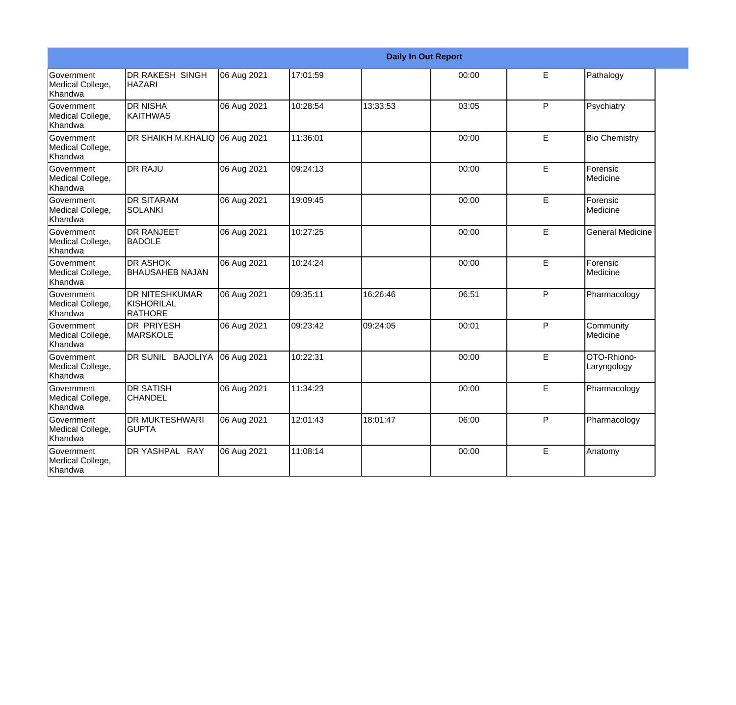| Daily In Out Report | | | | | | | |
|---|---|---|---|---|---|---|---|
| Government Medical College, Khandwa | DR RAKESH SINGH HAZARI | 06 Aug 2021 | 17:01:59 | | 00:00 | E | Pathalogy |
| Government Medical College, Khandwa | DR NISHA KAITHWAS | 06 Aug 2021 | 10:28:54 | 13:33:53 | 03:05 | P | Psychiatry |
| Government Medical College, Khandwa | DR SHAIKH M.KHALIQ | 06 Aug 2021 | 11:36:01 | | 00:00 | E | Bio Chemistry |
| Government Medical College, Khandwa | DR RAJU | 06 Aug 2021 | 09:24:13 | | 00:00 | E | Forensic Medicine |
| Government Medical College, Khandwa | DR SITARAM SOLANKI | 06 Aug 2021 | 19:09:45 | | 00:00 | E | Forensic Medicine |
| Government Medical College, Khandwa | DR RANJEET BADOLE | 06 Aug 2021 | 10:27:25 | | 00:00 | E | General Medicine |
| Government Medical College, Khandwa | DR ASHOK BHAUSAHEB NAJAN | 06 Aug 2021 | 10:24:24 | | 00:00 | E | Forensic Medicine |
| Government Medical College, Khandwa | DR NITESHKUMAR KISHORILAL RATHORE | 06 Aug 2021 | 09:35:11 | 16:26:46 | 06:51 | P | Pharmacology |
| Government Medical College, Khandwa | DR PRIYESH MARSKOLE | 06 Aug 2021 | 09:23:42 | 09:24:05 | 00:01 | P | Community Medicine |
| Government Medical College, Khandwa | DR SUNIL BAJOLIYA | 06 Aug 2021 | 10:22:31 | | 00:00 | E | OTO-Rhiono-Laryngology |
| Government Medical College, Khandwa | DR SATISH CHANDEL | 06 Aug 2021 | 11:34:23 | | 00:00 | E | Pharmacology |
| Government Medical College, Khandwa | DR MUKTESHWARI GUPTA | 06 Aug 2021 | 12:01:43 | 18:01:47 | 06:00 | P | Pharmacology |
| Government Medical College, Khandwa | DR YASHPAL RAY | 06 Aug 2021 | 11:08:14 | | 00:00 | E | Anatomy |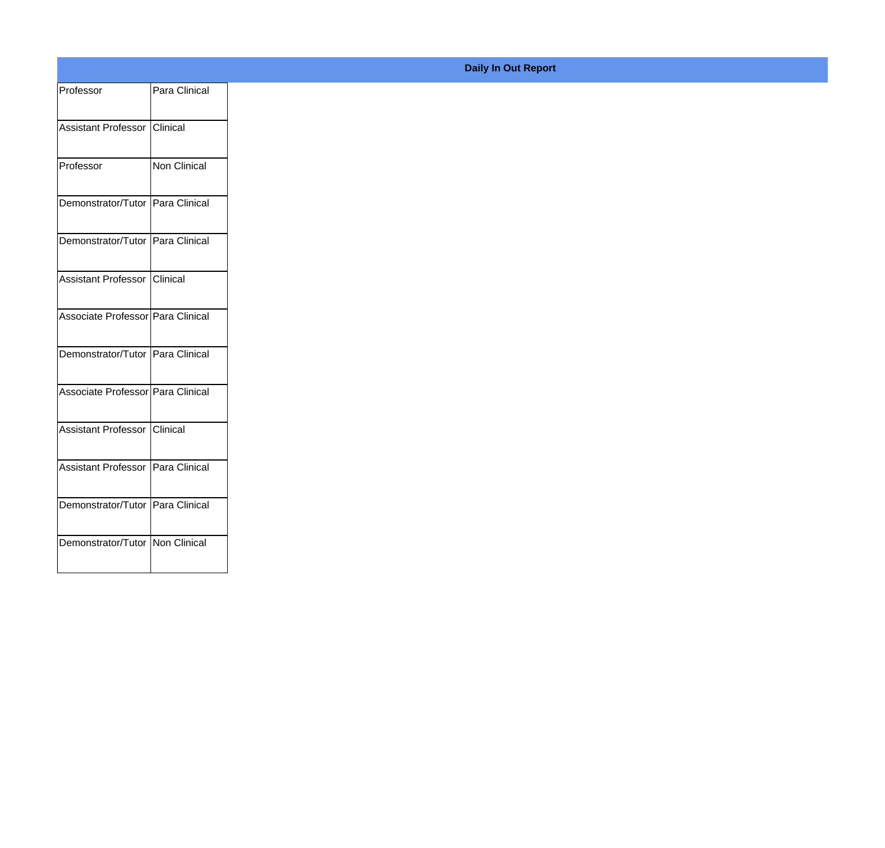**Daily In Out Report**

| | |
|---|---|
| Professor | Para Clinical |
| Assistant Professor | Clinical |
| Professor | Non Clinical |
| Demonstrator/Tutor | Para Clinical |
| Demonstrator/Tutor | Para Clinical |
| Assistant Professor | Clinical |
| Associate Professor | Para Clinical |
| Demonstrator/Tutor | Para Clinical |
| Associate Professor | Para Clinical |
| Assistant Professor | Clinical |
| Assistant Professor | Para Clinical |
| Demonstrator/Tutor | Para Clinical |
| Demonstrator/Tutor | Non Clinical |